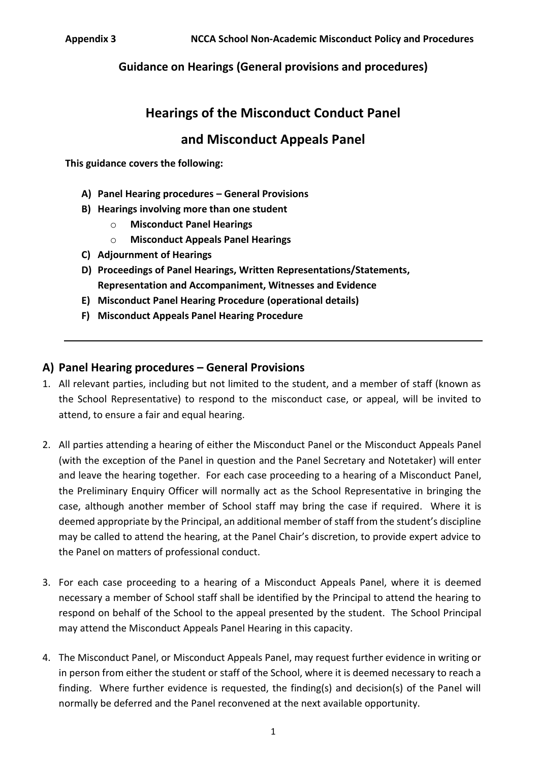**Appendix 3 NCCA School Non-Academic Misconduct Policy and Procedures**

**Guidance on Hearings (General provisions and procedures)**

# Hearings of the Misconduct Conduct Panel and Misconduct Appeals Panel

**This guidance covers the following:**

- **A) Panel Hearing procedures – General Provisions**
- **B) Hearings involving more than one student**
  - **Misconduct Panel Hearings**
  - **Misconduct Appeals Panel Hearings**
- **C) Adjournment of Hearings**
- **D) Proceedings of Panel Hearings, Written Representations/Statements, Representation and Accompaniment, Witnesses and Evidence**
- **E) Misconduct Panel Hearing Procedure (operational details)**
- **F) Misconduct Appeals Panel Hearing Procedure**

---

## A) Panel Hearing procedures – General Provisions

1. All relevant parties, including but not limited to the student, and a member of staff (known as the School Representative) to respond to the misconduct case, or appeal, will be invited to attend, to ensure a fair and equal hearing.

2. All parties attending a hearing of either the Misconduct Panel or the Misconduct Appeals Panel (with the exception of the Panel in question and the Panel Secretary and Notetaker) will enter and leave the hearing together. For each case proceeding to a hearing of a Misconduct Panel, the Preliminary Enquiry Officer will normally act as the School Representative in bringing the case, although another member of School staff may bring the case if required. Where it is deemed appropriate by the Principal, an additional member of staff from the student's discipline may be called to attend the hearing, at the Panel Chair's discretion, to provide expert advice to the Panel on matters of professional conduct.

3. For each case proceeding to a hearing of a Misconduct Appeals Panel, where it is deemed necessary a member of School staff shall be identified by the Principal to attend the hearing to respond on behalf of the School to the appeal presented by the student. The School Principal may attend the Misconduct Appeals Panel Hearing in this capacity.

4. The Misconduct Panel, or Misconduct Appeals Panel, may request further evidence in writing or in person from either the student or staff of the School, where it is deemed necessary to reach a finding. Where further evidence is requested, the finding(s) and decision(s) of the Panel will normally be deferred and the Panel reconvened at the next available opportunity.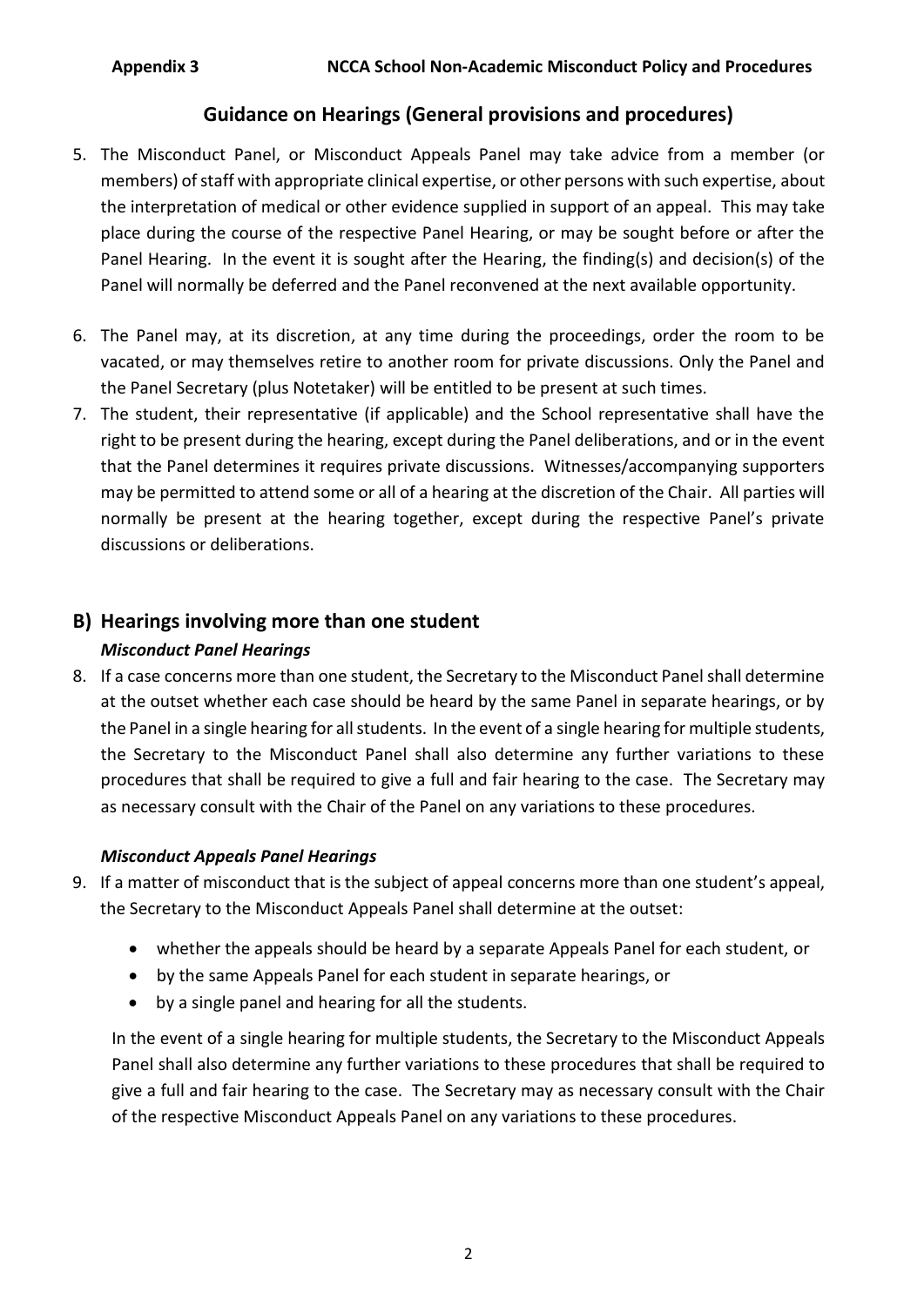## Guidance on Hearings (General provisions and procedures)

5. The Misconduct Panel, or Misconduct Appeals Panel may take advice from a member (or members) of staff with appropriate clinical expertise, or other persons with such expertise, about the interpretation of medical or other evidence supplied in support of an appeal. This may take place during the course of the respective Panel Hearing, or may be sought before or after the Panel Hearing. In the event it is sought after the Hearing, the finding(s) and decision(s) of the Panel will normally be deferred and the Panel reconvened at the next available opportunity.

6. The Panel may, at its discretion, at any time during the proceedings, order the room to be vacated, or may themselves retire to another room for private discussions. Only the Panel and the Panel Secretary (plus Notetaker) will be entitled to be present at such times.

7. The student, their representative (if applicable) and the School representative shall have the right to be present during the hearing, except during the Panel deliberations, and or in the event that the Panel determines it requires private discussions. Witnesses/accompanying supporters may be permitted to attend some or all of a hearing at the discretion of the Chair. All parties will normally be present at the hearing together, except during the respective Panel's private discussions or deliberations.

## B) Hearings involving more than one student

### *Misconduct Panel Hearings*

8. If a case concerns more than one student, the Secretary to the Misconduct Panel shall determine at the outset whether each case should be heard by the same Panel in separate hearings, or by the Panel in a single hearing for all students. In the event of a single hearing for multiple students, the Secretary to the Misconduct Panel shall also determine any further variations to these procedures that shall be required to give a full and fair hearing to the case. The Secretary may as necessary consult with the Chair of the Panel on any variations to these procedures.

### *Misconduct Appeals Panel Hearings*

9. If a matter of misconduct that is the subject of appeal concerns more than one student's appeal, the Secretary to the Misconduct Appeals Panel shall determine at the outset:

   - whether the appeals should be heard by a separate Appeals Panel for each student, or
   - by the same Appeals Panel for each student in separate hearings, or
   - by a single panel and hearing for all the students.

   In the event of a single hearing for multiple students, the Secretary to the Misconduct Appeals Panel shall also determine any further variations to these procedures that shall be required to give a full and fair hearing to the case. The Secretary may as necessary consult with the Chair of the respective Misconduct Appeals Panel on any variations to these procedures.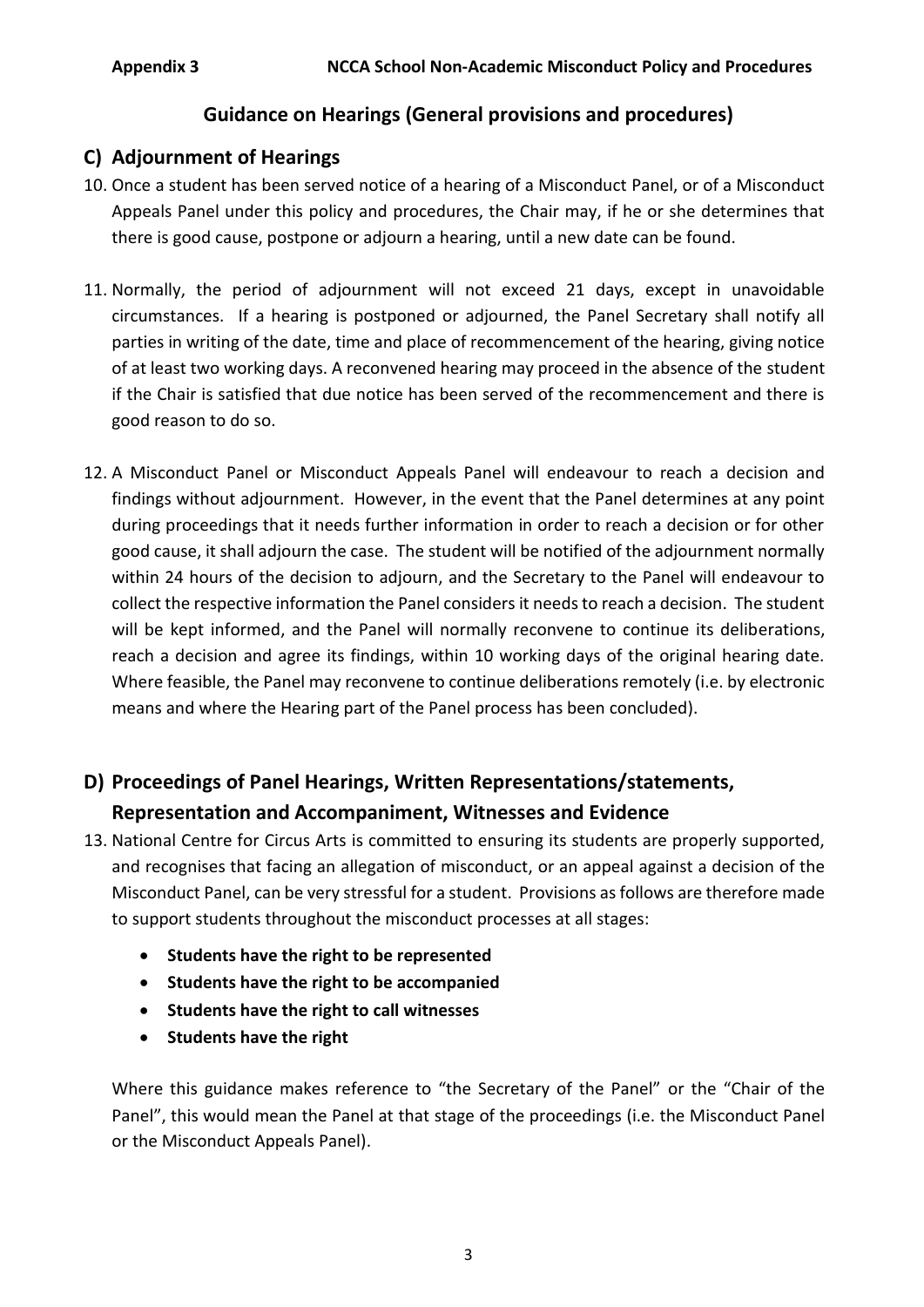## Guidance on Hearings (General provisions and procedures)

## C) Adjournment of Hearings

10. Once a student has been served notice of a hearing of a Misconduct Panel, or of a Misconduct Appeals Panel under this policy and procedures, the Chair may, if he or she determines that there is good cause, postpone or adjourn a hearing, until a new date can be found.

11. Normally, the period of adjournment will not exceed 21 days, except in unavoidable circumstances. If a hearing is postponed or adjourned, the Panel Secretary shall notify all parties in writing of the date, time and place of recommencement of the hearing, giving notice of at least two working days. A reconvened hearing may proceed in the absence of the student if the Chair is satisfied that due notice has been served of the recommencement and there is good reason to do so.

12. A Misconduct Panel or Misconduct Appeals Panel will endeavour to reach a decision and findings without adjournment. However, in the event that the Panel determines at any point during proceedings that it needs further information in order to reach a decision or for other good cause, it shall adjourn the case. The student will be notified of the adjournment normally within 24 hours of the decision to adjourn, and the Secretary to the Panel will endeavour to collect the respective information the Panel considers it needs to reach a decision. The student will be kept informed, and the Panel will normally reconvene to continue its deliberations, reach a decision and agree its findings, within 10 working days of the original hearing date. Where feasible, the Panel may reconvene to continue deliberations remotely (i.e. by electronic means and where the Hearing part of the Panel process has been concluded).

## D) Proceedings of Panel Hearings, Written Representations/statements, Representation and Accompaniment, Witnesses and Evidence

13. National Centre for Circus Arts is committed to ensuring its students are properly supported, and recognises that facing an allegation of misconduct, or an appeal against a decision of the Misconduct Panel, can be very stressful for a student. Provisions as follows are therefore made to support students throughout the misconduct processes at all stages:

    - **Students have the right to be represented**
    - **Students have the right to be accompanied**
    - **Students have the right to call witnesses**
    - **Students have the right**

    Where this guidance makes reference to "the Secretary of the Panel" or the "Chair of the Panel", this would mean the Panel at that stage of the proceedings (i.e. the Misconduct Panel or the Misconduct Appeals Panel).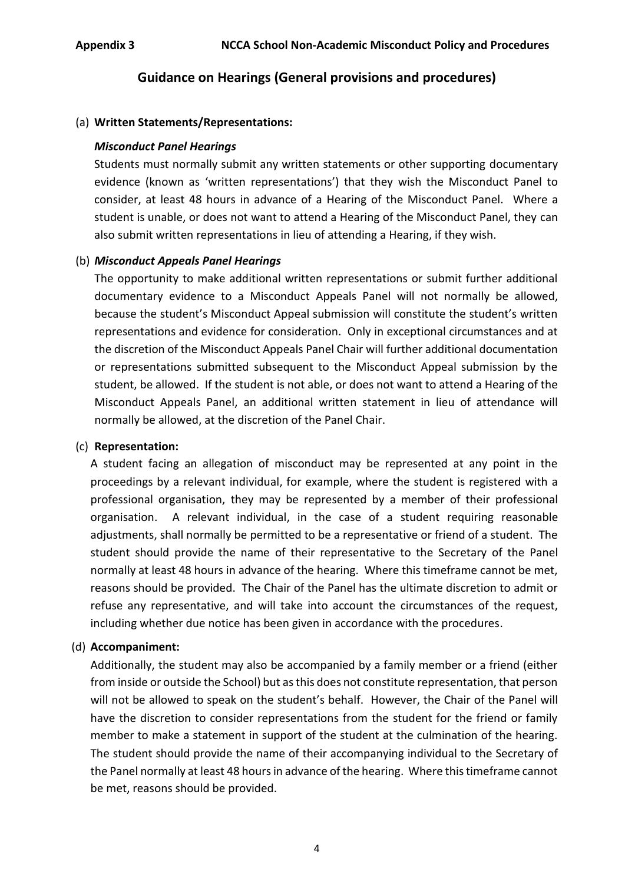## Guidance on Hearings (General provisions and procedures)

(a) **Written Statements/Representations:**

***Misconduct Panel Hearings***

Students must normally submit any written statements or other supporting documentary evidence (known as 'written representations') that they wish the Misconduct Panel to consider, at least 48 hours in advance of a Hearing of the Misconduct Panel. Where a student is unable, or does not want to attend a Hearing of the Misconduct Panel, they can also submit written representations in lieu of attending a Hearing, if they wish.

(b) ***Misconduct Appeals Panel Hearings***

The opportunity to make additional written representations or submit further additional documentary evidence to a Misconduct Appeals Panel will not normally be allowed, because the student's Misconduct Appeal submission will constitute the student's written representations and evidence for consideration. Only in exceptional circumstances and at the discretion of the Misconduct Appeals Panel Chair will further additional documentation or representations submitted subsequent to the Misconduct Appeal submission by the student, be allowed. If the student is not able, or does not want to attend a Hearing of the Misconduct Appeals Panel, an additional written statement in lieu of attendance will normally be allowed, at the discretion of the Panel Chair.

(c) **Representation:**

A student facing an allegation of misconduct may be represented at any point in the proceedings by a relevant individual, for example, where the student is registered with a professional organisation, they may be represented by a member of their professional organisation. A relevant individual, in the case of a student requiring reasonable adjustments, shall normally be permitted to be a representative or friend of a student. The student should provide the name of their representative to the Secretary of the Panel normally at least 48 hours in advance of the hearing. Where this timeframe cannot be met, reasons should be provided. The Chair of the Panel has the ultimate discretion to admit or refuse any representative, and will take into account the circumstances of the request, including whether due notice has been given in accordance with the procedures.

(d) **Accompaniment:**

Additionally, the student may also be accompanied by a family member or a friend (either from inside or outside the School) but as this does not constitute representation, that person will not be allowed to speak on the student's behalf. However, the Chair of the Panel will have the discretion to consider representations from the student for the friend or family member to make a statement in support of the student at the culmination of the hearing. The student should provide the name of their accompanying individual to the Secretary of the Panel normally at least 48 hours in advance of the hearing. Where this timeframe cannot be met, reasons should be provided.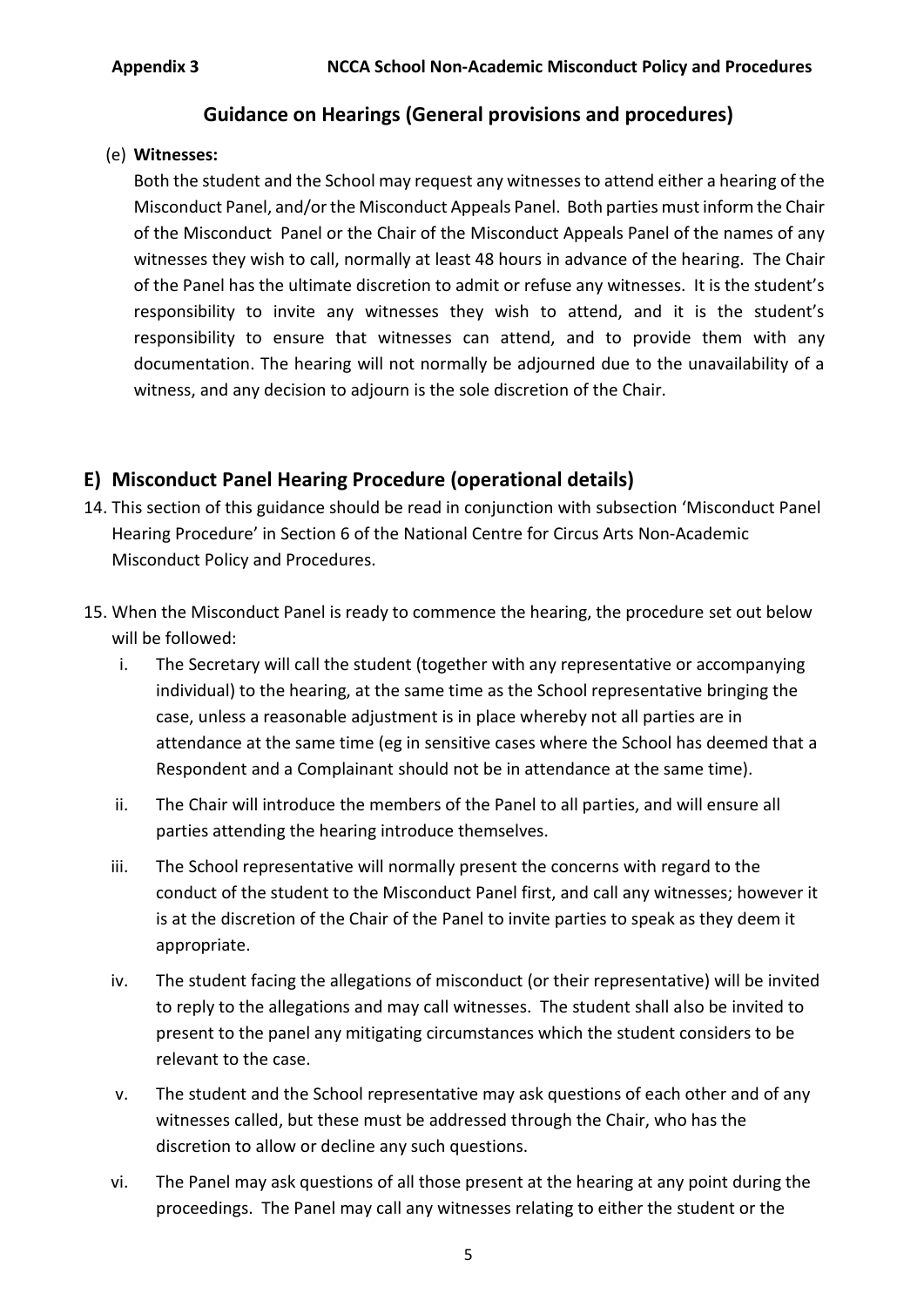## Guidance on Hearings (General provisions and procedures)

(e) **Witnesses:**

Both the student and the School may request any witnesses to attend either a hearing of the Misconduct Panel, and/or the Misconduct Appeals Panel. Both parties must inform the Chair of the Misconduct Panel or the Chair of the Misconduct Appeals Panel of the names of any witnesses they wish to call, normally at least 48 hours in advance of the hearing. The Chair of the Panel has the ultimate discretion to admit or refuse any witnesses. It is the student's responsibility to invite any witnesses they wish to attend, and it is the student's responsibility to ensure that witnesses can attend, and to provide them with any documentation. The hearing will not normally be adjourned due to the unavailability of a witness, and any decision to adjourn is the sole discretion of the Chair.

## E) Misconduct Panel Hearing Procedure (operational details)

14. This section of this guidance should be read in conjunction with subsection 'Misconduct Panel Hearing Procedure' in Section 6 of the National Centre for Circus Arts Non-Academic Misconduct Policy and Procedures.

15. When the Misconduct Panel is ready to commence the hearing, the procedure set out below will be followed:

    i. The Secretary will call the student (together with any representative or accompanying individual) to the hearing, at the same time as the School representative bringing the case, unless a reasonable adjustment is in place whereby not all parties are in attendance at the same time (eg in sensitive cases where the School has deemed that a Respondent and a Complainant should not be in attendance at the same time).

    ii. The Chair will introduce the members of the Panel to all parties, and will ensure all parties attending the hearing introduce themselves.

    iii. The School representative will normally present the concerns with regard to the conduct of the student to the Misconduct Panel first, and call any witnesses; however it is at the discretion of the Chair of the Panel to invite parties to speak as they deem it appropriate.

    iv. The student facing the allegations of misconduct (or their representative) will be invited to reply to the allegations and may call witnesses. The student shall also be invited to present to the panel any mitigating circumstances which the student considers to be relevant to the case.

    v. The student and the School representative may ask questions of each other and of any witnesses called, but these must be addressed through the Chair, who has the discretion to allow or decline any such questions.

    vi. The Panel may ask questions of all those present at the hearing at any point during the proceedings. The Panel may call any witnesses relating to either the student or the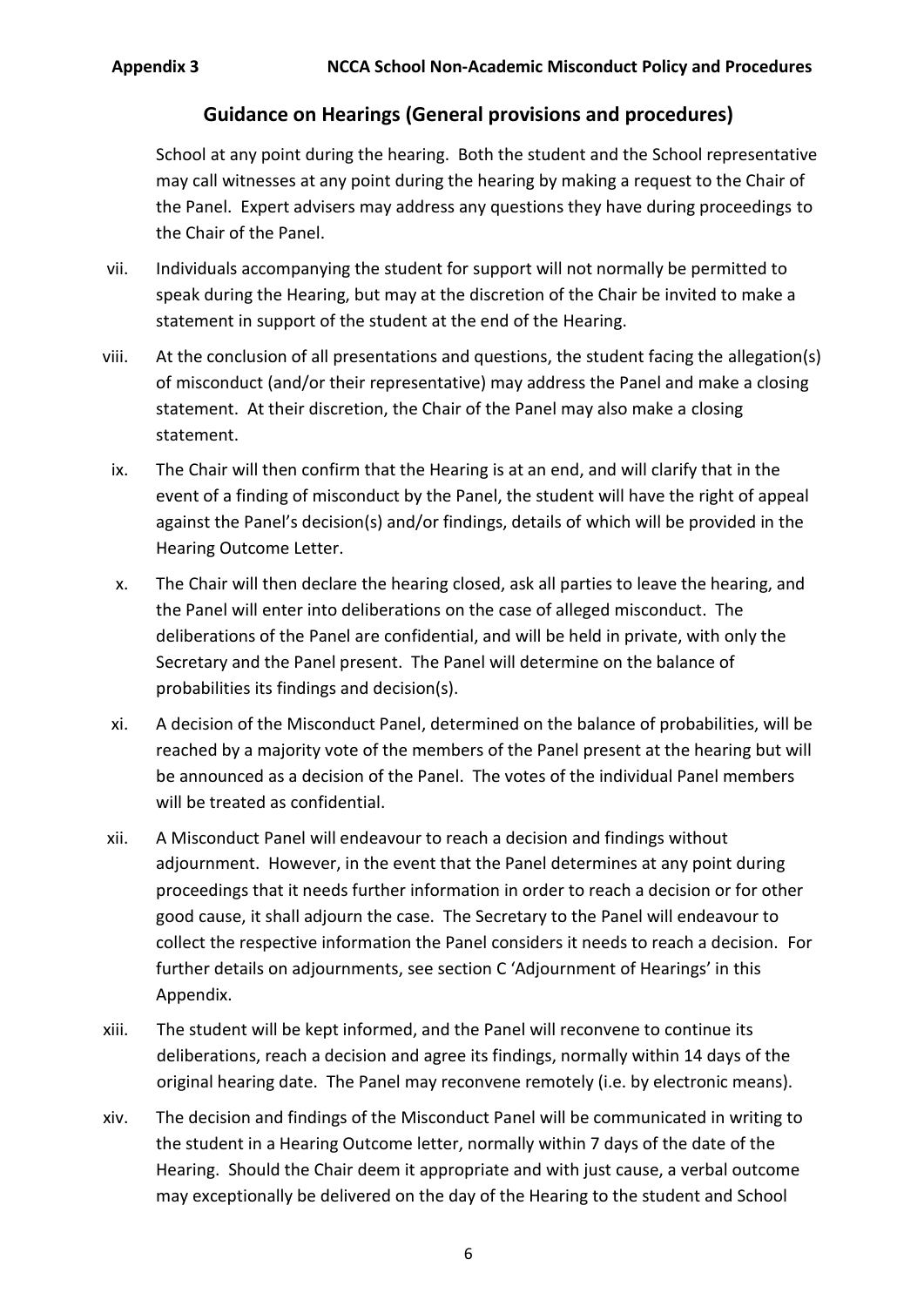## Guidance on Hearings (General provisions and procedures)

School at any point during the hearing. Both the student and the School representative may call witnesses at any point during the hearing by making a request to the Chair of the Panel. Expert advisers may address any questions they have during proceedings to the Chair of the Panel.

vii. Individuals accompanying the student for support will not normally be permitted to speak during the Hearing, but may at the discretion of the Chair be invited to make a statement in support of the student at the end of the Hearing.

viii. At the conclusion of all presentations and questions, the student facing the allegation(s) of misconduct (and/or their representative) may address the Panel and make a closing statement. At their discretion, the Chair of the Panel may also make a closing statement.

ix. The Chair will then confirm that the Hearing is at an end, and will clarify that in the event of a finding of misconduct by the Panel, the student will have the right of appeal against the Panel's decision(s) and/or findings, details of which will be provided in the Hearing Outcome Letter.

x. The Chair will then declare the hearing closed, ask all parties to leave the hearing, and the Panel will enter into deliberations on the case of alleged misconduct. The deliberations of the Panel are confidential, and will be held in private, with only the Secretary and the Panel present. The Panel will determine on the balance of probabilities its findings and decision(s).

xi. A decision of the Misconduct Panel, determined on the balance of probabilities, will be reached by a majority vote of the members of the Panel present at the hearing but will be announced as a decision of the Panel. The votes of the individual Panel members will be treated as confidential.

xii. A Misconduct Panel will endeavour to reach a decision and findings without adjournment. However, in the event that the Panel determines at any point during proceedings that it needs further information in order to reach a decision or for other good cause, it shall adjourn the case. The Secretary to the Panel will endeavour to collect the respective information the Panel considers it needs to reach a decision. For further details on adjournments, see section C 'Adjournment of Hearings' in this Appendix.

xiii. The student will be kept informed, and the Panel will reconvene to continue its deliberations, reach a decision and agree its findings, normally within 14 days of the original hearing date. The Panel may reconvene remotely (i.e. by electronic means).

xiv. The decision and findings of the Misconduct Panel will be communicated in writing to the student in a Hearing Outcome letter, normally within 7 days of the date of the Hearing. Should the Chair deem it appropriate and with just cause, a verbal outcome may exceptionally be delivered on the day of the Hearing to the student and School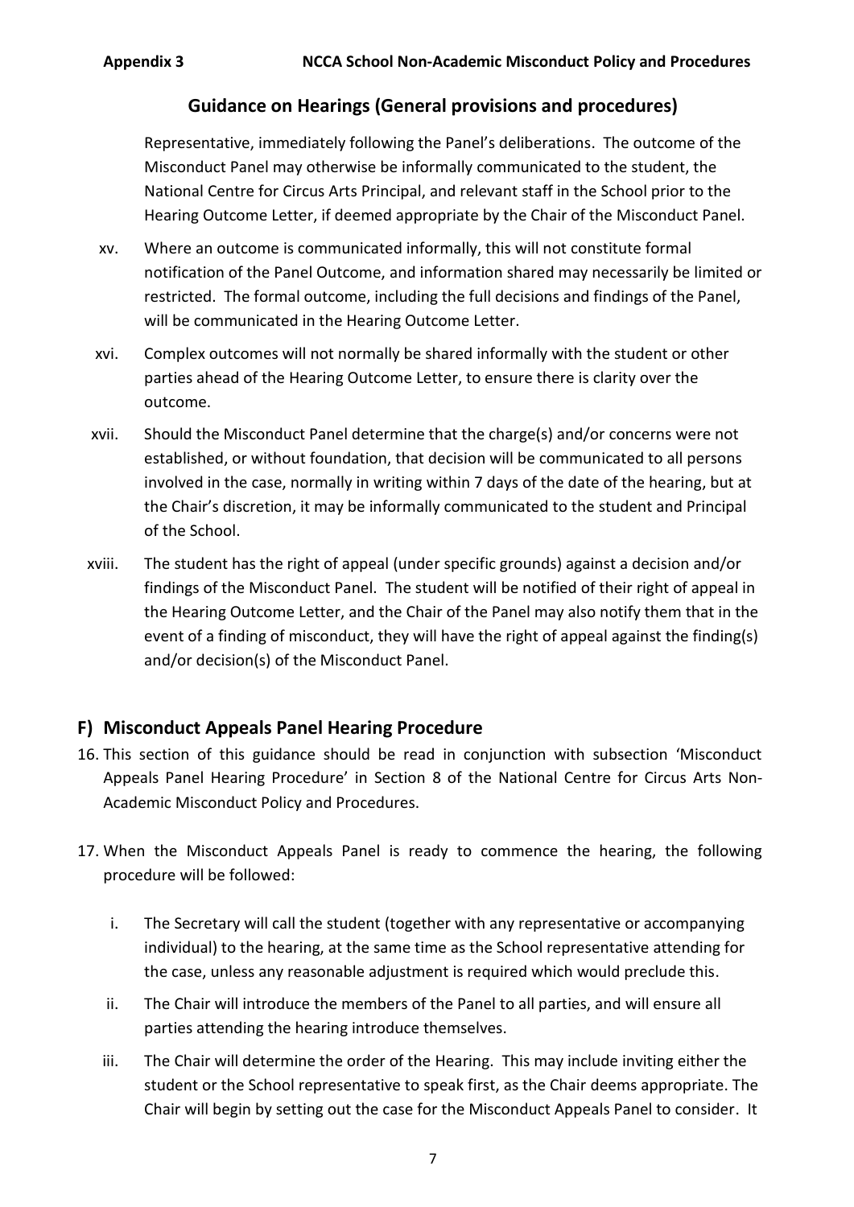## Guidance on Hearings (General provisions and procedures)

Representative, immediately following the Panel's deliberations. The outcome of the Misconduct Panel may otherwise be informally communicated to the student, the National Centre for Circus Arts Principal, and relevant staff in the School prior to the Hearing Outcome Letter, if deemed appropriate by the Chair of the Misconduct Panel.

xv. Where an outcome is communicated informally, this will not constitute formal notification of the Panel Outcome, and information shared may necessarily be limited or restricted. The formal outcome, including the full decisions and findings of the Panel, will be communicated in the Hearing Outcome Letter.

xvi. Complex outcomes will not normally be shared informally with the student or other parties ahead of the Hearing Outcome Letter, to ensure there is clarity over the outcome.

xvii. Should the Misconduct Panel determine that the charge(s) and/or concerns were not established, or without foundation, that decision will be communicated to all persons involved in the case, normally in writing within 7 days of the date of the hearing, but at the Chair's discretion, it may be informally communicated to the student and Principal of the School.

xviii. The student has the right of appeal (under specific grounds) against a decision and/or findings of the Misconduct Panel. The student will be notified of their right of appeal in the Hearing Outcome Letter, and the Chair of the Panel may also notify them that in the event of a finding of misconduct, they will have the right of appeal against the finding(s) and/or decision(s) of the Misconduct Panel.

## F) Misconduct Appeals Panel Hearing Procedure

16. This section of this guidance should be read in conjunction with subsection 'Misconduct Appeals Panel Hearing Procedure' in Section 8 of the National Centre for Circus Arts Non-Academic Misconduct Policy and Procedures.

17. When the Misconduct Appeals Panel is ready to commence the hearing, the following procedure will be followed:

    i. The Secretary will call the student (together with any representative or accompanying individual) to the hearing, at the same time as the School representative attending for the case, unless any reasonable adjustment is required which would preclude this.

    ii. The Chair will introduce the members of the Panel to all parties, and will ensure all parties attending the hearing introduce themselves.

    iii. The Chair will determine the order of the Hearing. This may include inviting either the student or the School representative to speak first, as the Chair deems appropriate. The Chair will begin by setting out the case for the Misconduct Appeals Panel to consider. It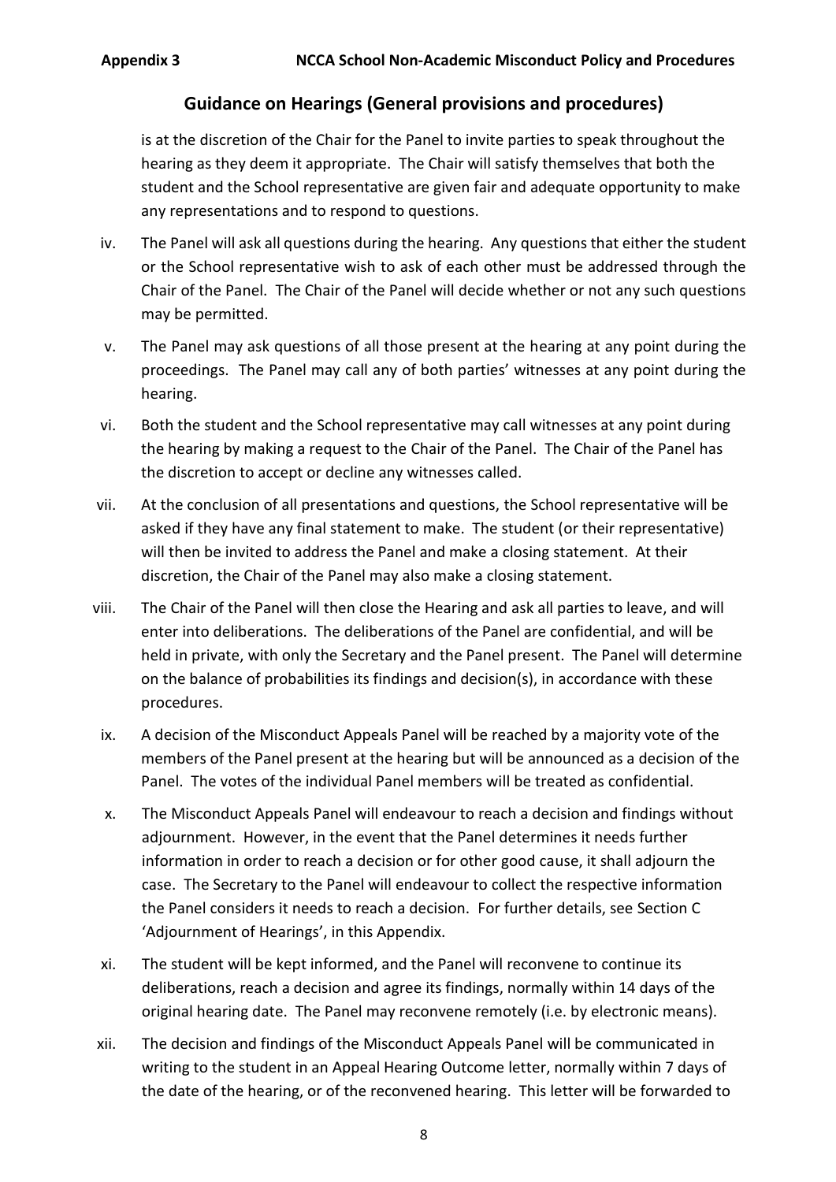## Guidance on Hearings (General provisions and procedures)

is at the discretion of the Chair for the Panel to invite parties to speak throughout the hearing as they deem it appropriate. The Chair will satisfy themselves that both the student and the School representative are given fair and adequate opportunity to make any representations and to respond to questions.

iv. The Panel will ask all questions during the hearing. Any questions that either the student or the School representative wish to ask of each other must be addressed through the Chair of the Panel. The Chair of the Panel will decide whether or not any such questions may be permitted.

v. The Panel may ask questions of all those present at the hearing at any point during the proceedings. The Panel may call any of both parties' witnesses at any point during the hearing.

vi. Both the student and the School representative may call witnesses at any point during the hearing by making a request to the Chair of the Panel. The Chair of the Panel has the discretion to accept or decline any witnesses called.

vii. At the conclusion of all presentations and questions, the School representative will be asked if they have any final statement to make. The student (or their representative) will then be invited to address the Panel and make a closing statement. At their discretion, the Chair of the Panel may also make a closing statement.

viii. The Chair of the Panel will then close the Hearing and ask all parties to leave, and will enter into deliberations. The deliberations of the Panel are confidential, and will be held in private, with only the Secretary and the Panel present. The Panel will determine on the balance of probabilities its findings and decision(s), in accordance with these procedures.

ix. A decision of the Misconduct Appeals Panel will be reached by a majority vote of the members of the Panel present at the hearing but will be announced as a decision of the Panel. The votes of the individual Panel members will be treated as confidential.

x. The Misconduct Appeals Panel will endeavour to reach a decision and findings without adjournment. However, in the event that the Panel determines it needs further information in order to reach a decision or for other good cause, it shall adjourn the case. The Secretary to the Panel will endeavour to collect the respective information the Panel considers it needs to reach a decision. For further details, see Section C 'Adjournment of Hearings', in this Appendix.

xi. The student will be kept informed, and the Panel will reconvene to continue its deliberations, reach a decision and agree its findings, normally within 14 days of the original hearing date. The Panel may reconvene remotely (i.e. by electronic means).

xii. The decision and findings of the Misconduct Appeals Panel will be communicated in writing to the student in an Appeal Hearing Outcome letter, normally within 7 days of the date of the hearing, or of the reconvened hearing. This letter will be forwarded to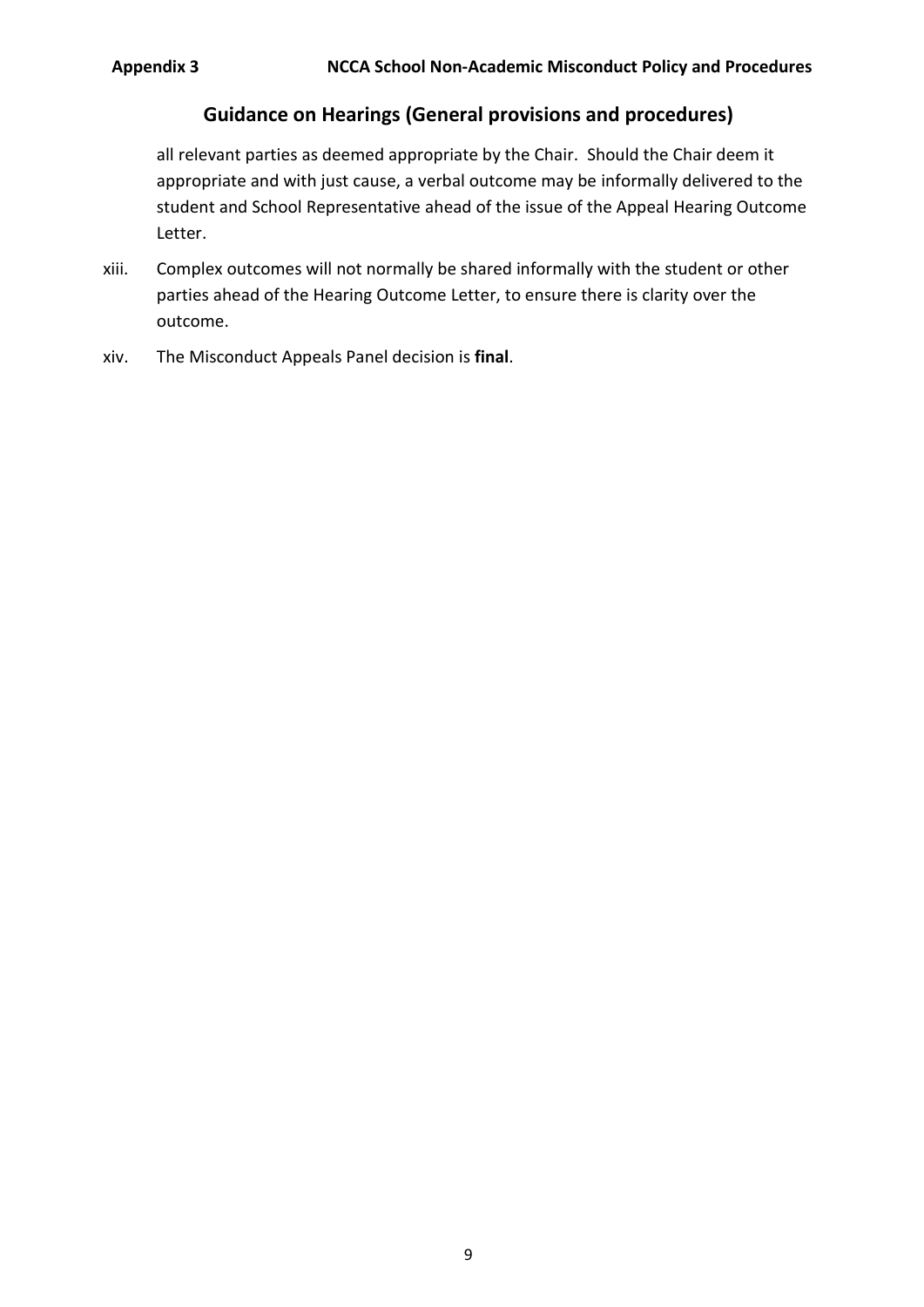## Guidance on Hearings (General provisions and procedures)

all relevant parties as deemed appropriate by the Chair. Should the Chair deem it appropriate and with just cause, a verbal outcome may be informally delivered to the student and School Representative ahead of the issue of the Appeal Hearing Outcome Letter.

xiii. Complex outcomes will not normally be shared informally with the student or other parties ahead of the Hearing Outcome Letter, to ensure there is clarity over the outcome.

xiv. The Misconduct Appeals Panel decision is **final**.